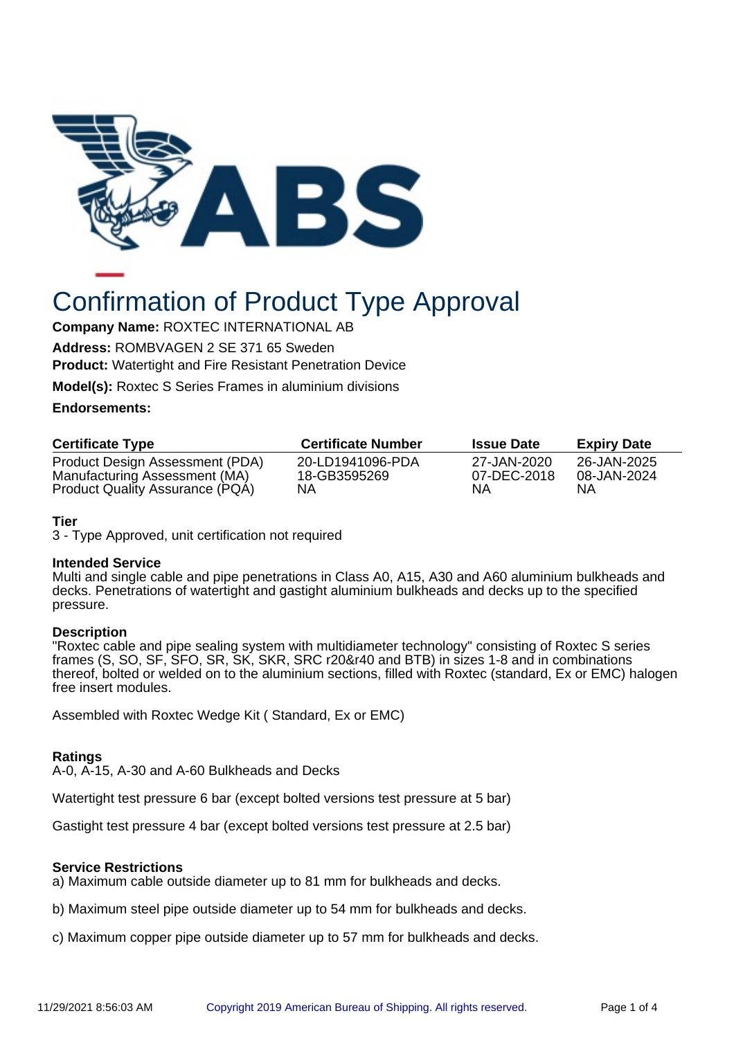# Confirmation of Product Type Approval

**Company Name:** ROXTEC INTERNATIONAL AB

**Address:** ROMBVAGEN 2 SE 371 65 Sweden

**Product:** Watertight and Fire Resistant Penetration Device

**Model(s):** Roxtec S Series Frames in aluminium divisions

**Endorsements:**

| Certificate Type | Certificate Number | Issue Date | Expiry Date |
|---|---|---|---|
| Product Design Assessment (PDA) | 20-LD1941096-PDA | 27-JAN-2020 | 26-JAN-2025 |
| Manufacturing Assessment (MA) | 18-GB3595269 | 07-DEC-2018 | 08-JAN-2024 |
| Product Quality Assurance (PQA) | NA | NA | NA |

**Tier**

3 - Type Approved, unit certification not required

**Intended Service**

Multi and single cable and pipe penetrations in Class A0, A15, A30 and A60 aluminium bulkheads and decks. Penetrations of watertight and gastight aluminium bulkheads and decks up to the specified pressure.

**Description**

"Roxtec cable and pipe sealing system with multidiameter technology" consisting of Roxtec S series frames (S, SO, SF, SFO, SR, SK, SKR, SRC r20&r40 and BTB) in sizes 1-8 and in combinations thereof, bolted or welded on to the aluminium sections, filled with Roxtec (standard, Ex or EMC) halogen free insert modules.

Assembled with Roxtec Wedge Kit ( Standard, Ex or EMC)

**Ratings**

A-0, A-15, A-30 and A-60 Bulkheads and Decks

Watertight test pressure 6 bar (except bolted versions test pressure at 5 bar)

Gastight test pressure 4 bar (except bolted versions test pressure at 2.5 bar)

**Service Restrictions**

a) Maximum cable outside diameter up to 81 mm for bulkheads and decks.

b) Maximum steel pipe outside diameter up to 54 mm for bulkheads and decks.

c) Maximum copper pipe outside diameter up to 57 mm for bulkheads and decks.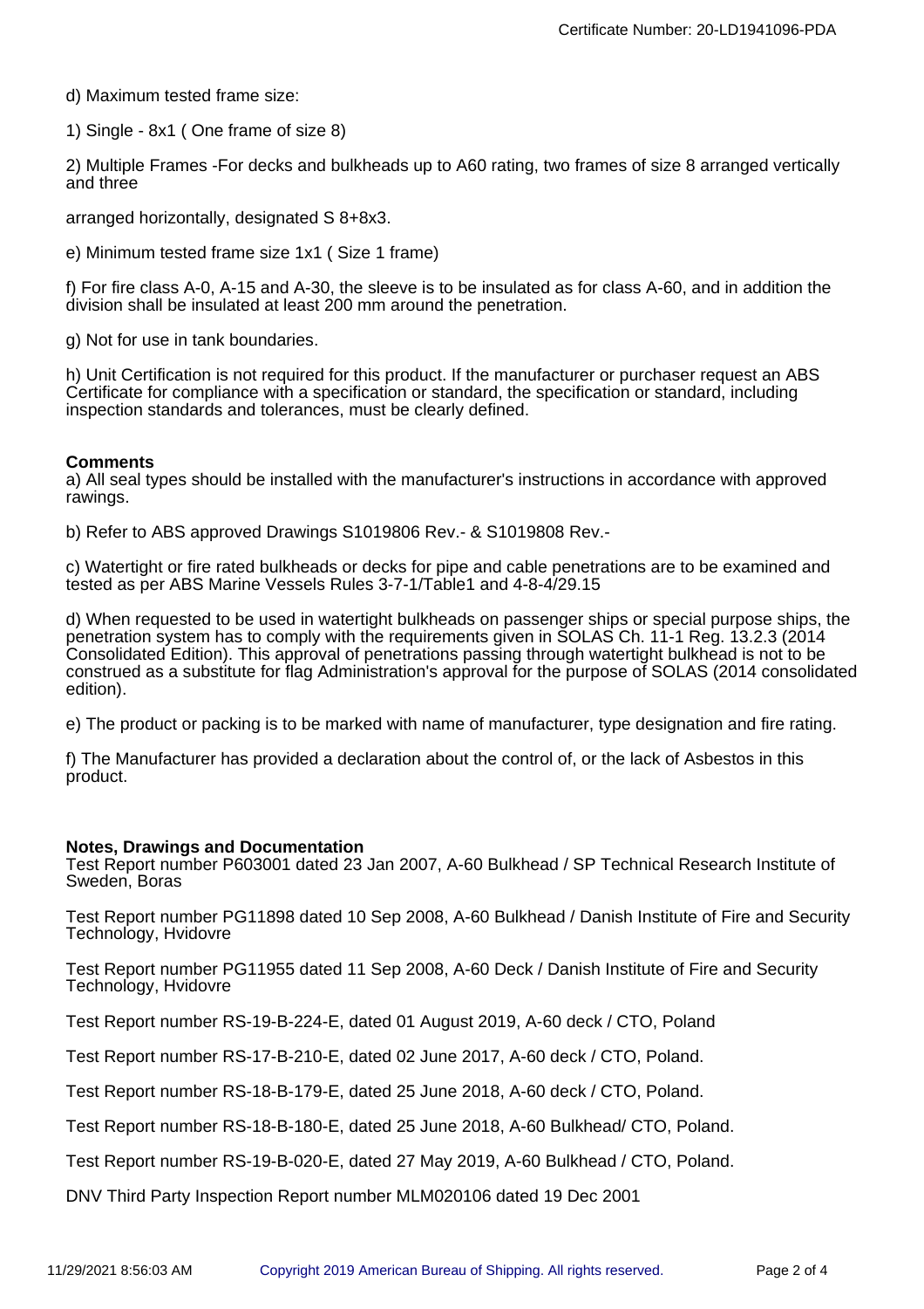d) Maximum tested frame size:

1) Single - 8x1 ( One frame of size 8)

2) Multiple Frames -For decks and bulkheads up to A60 rating, two frames of size 8 arranged vertically and three

arranged horizontally, designated S 8+8x3.

e) Minimum tested frame size 1x1 ( Size 1 frame)

f) For fire class A-0, A-15 and A-30, the sleeve is to be insulated as for class A-60, and in addition the division shall be insulated at least 200 mm around the penetration.

g) Not for use in tank boundaries.

h) Unit Certification is not required for this product. If the manufacturer or purchaser request an ABS Certificate for compliance with a specification or standard, the specification or standard, including inspection standards and tolerances, must be clearly defined.

**Comments**

a) All seal types should be installed with the manufacturer's instructions in accordance with approved rawings.

b) Refer to ABS approved Drawings S1019806 Rev.- & S1019808 Rev.-

c) Watertight or fire rated bulkheads or decks for pipe and cable penetrations are to be examined and tested as per ABS Marine Vessels Rules 3-7-1/Table1 and 4-8-4/29.15

d) When requested to be used in watertight bulkheads on passenger ships or special purpose ships, the penetration system has to comply with the requirements given in SOLAS Ch. 11-1 Reg. 13.2.3 (2014 Consolidated Edition). This approval of penetrations passing through watertight bulkhead is not to be construed as a substitute for flag Administration's approval for the purpose of SOLAS (2014 consolidated edition).

e) The product or packing is to be marked with name of manufacturer, type designation and fire rating.

f) The Manufacturer has provided a declaration about the control of, or the lack of Asbestos in this product.

**Notes, Drawings and Documentation**

Test Report number P603001 dated 23 Jan 2007, A-60 Bulkhead / SP Technical Research Institute of Sweden, Boras

Test Report number PG11898 dated 10 Sep 2008, A-60 Bulkhead / Danish Institute of Fire and Security Technology, Hvidovre

Test Report number PG11955 dated 11 Sep 2008, A-60 Deck / Danish Institute of Fire and Security Technology, Hvidovre

Test Report number RS-19-B-224-E, dated 01 August 2019, A-60 deck / CTO, Poland

Test Report number RS-17-B-210-E, dated 02 June 2017, A-60 deck / CTO, Poland.

Test Report number RS-18-B-179-E, dated 25 June 2018, A-60 deck / CTO, Poland.

Test Report number RS-18-B-180-E, dated 25 June 2018, A-60 Bulkhead/ CTO, Poland.

Test Report number RS-19-B-020-E, dated 27 May 2019, A-60 Bulkhead / CTO, Poland.

DNV Third Party Inspection Report number MLM020106 dated 19 Dec 2001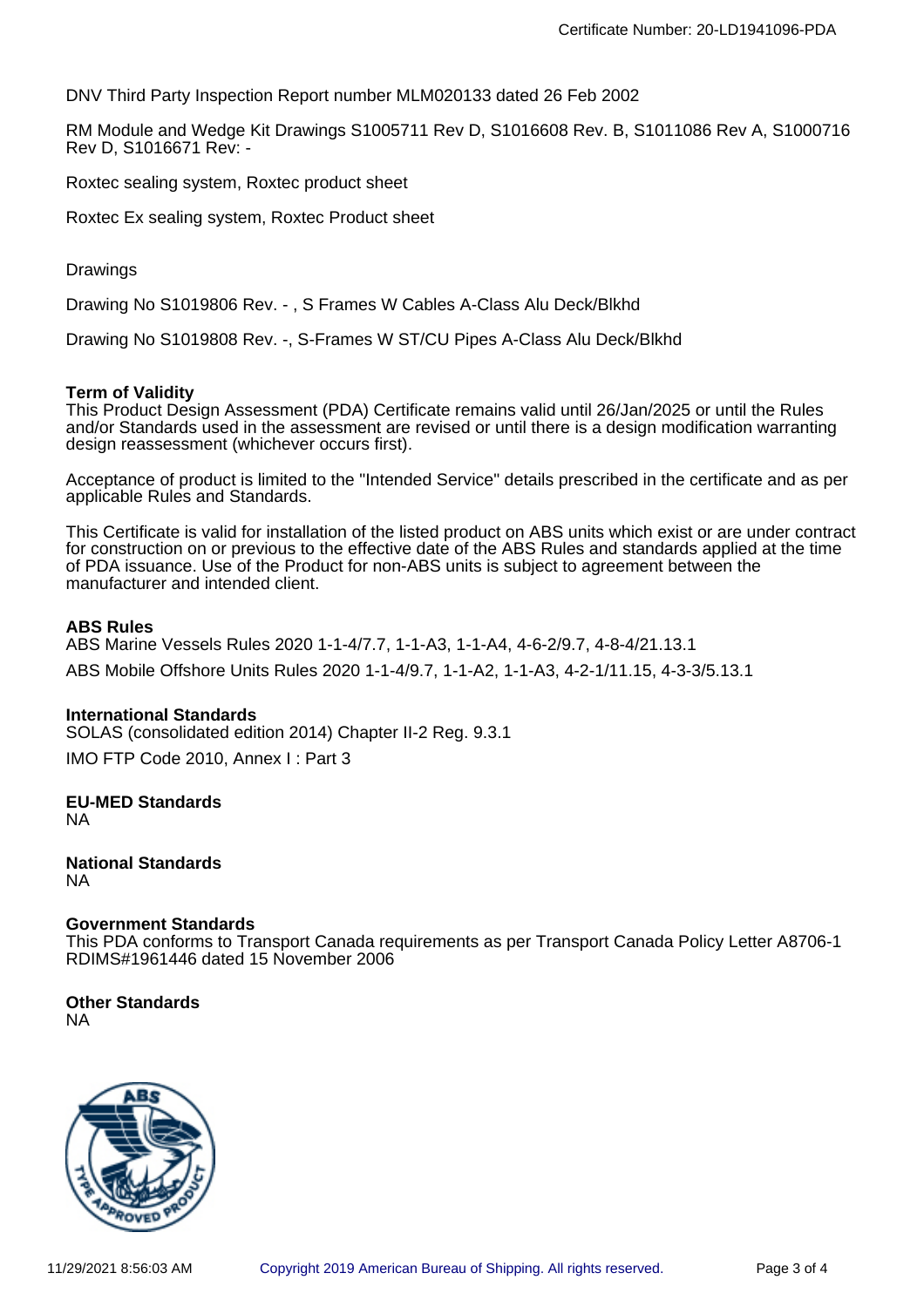DNV Third Party Inspection Report number MLM020133 dated 26 Feb 2002

RM Module and Wedge Kit Drawings S1005711 Rev D, S1016608 Rev. B, S1011086 Rev A, S1000716 Rev D, S1016671 Rev: -

Roxtec sealing system, Roxtec product sheet

Roxtec Ex sealing system, Roxtec Product sheet

Drawings

Drawing No S1019806 Rev. - , S Frames W Cables A-Class Alu Deck/Blkhd

Drawing No S1019808 Rev. -, S-Frames W ST/CU Pipes A-Class Alu Deck/Blkhd

**Term of Validity**

This Product Design Assessment (PDA) Certificate remains valid until 26/Jan/2025 or until the Rules and/or Standards used in the assessment are revised or until there is a design modification warranting design reassessment (whichever occurs first).

Acceptance of product is limited to the "Intended Service" details prescribed in the certificate and as per applicable Rules and Standards.

This Certificate is valid for installation of the listed product on ABS units which exist or are under contract for construction on or previous to the effective date of the ABS Rules and standards applied at the time of PDA issuance. Use of the Product for non-ABS units is subject to agreement between the manufacturer and intended client.

**ABS Rules**

ABS Marine Vessels Rules 2020 1-1-4/7.7, 1-1-A3, 1-1-A4, 4-6-2/9.7, 4-8-4/21.13.1

ABS Mobile Offshore Units Rules 2020 1-1-4/9.7, 1-1-A2, 1-1-A3, 4-2-1/11.15, 4-3-3/5.13.1

**International Standards**

SOLAS (consolidated edition 2014) Chapter II-2 Reg. 9.3.1

IMO FTP Code 2010, Annex I : Part 3

**EU-MED Standards**

NA

**National Standards**

NA

**Government Standards**

This PDA conforms to Transport Canada requirements as per Transport Canada Policy Letter A8706-1 RDIMS#1961446 dated 15 November 2006

**Other Standards**

NA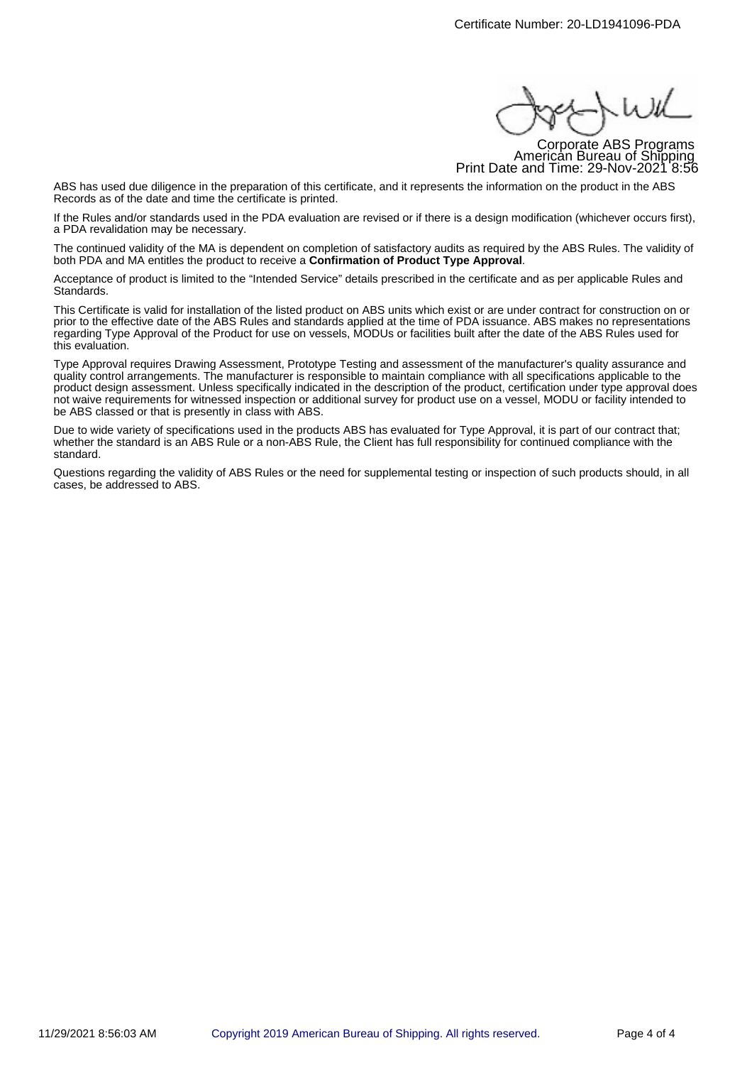Certificate Number: 20-LD1941096-PDA

Corporate ABS Programs
American Bureau of Shipping
Print Date and Time: 29-Nov-2021 8:56

ABS has used due diligence in the preparation of this certificate, and it represents the information on the product in the ABS Records as of the date and time the certificate is printed.

If the Rules and/or standards used in the PDA evaluation are revised or if there is a design modification (whichever occurs first), a PDA revalidation may be necessary.

The continued validity of the MA is dependent on completion of satisfactory audits as required by the ABS Rules. The validity of both PDA and MA entitles the product to receive a **Confirmation of Product Type Approval**.

Acceptance of product is limited to the "Intended Service" details prescribed in the certificate and as per applicable Rules and Standards.

This Certificate is valid for installation of the listed product on ABS units which exist or are under contract for construction on or prior to the effective date of the ABS Rules and standards applied at the time of PDA issuance. ABS makes no representations regarding Type Approval of the Product for use on vessels, MODUs or facilities built after the date of the ABS Rules used for this evaluation.

Type Approval requires Drawing Assessment, Prototype Testing and assessment of the manufacturer's quality assurance and quality control arrangements. The manufacturer is responsible to maintain compliance with all specifications applicable to the product design assessment. Unless specifically indicated in the description of the product, certification under type approval does not waive requirements for witnessed inspection or additional survey for product use on a vessel, MODU or facility intended to be ABS classed or that is presently in class with ABS.

Due to wide variety of specifications used in the products ABS has evaluated for Type Approval, it is part of our contract that; whether the standard is an ABS Rule or a non-ABS Rule, the Client has full responsibility for continued compliance with the standard.

Questions regarding the validity of ABS Rules or the need for supplemental testing or inspection of such products should, in all cases, be addressed to ABS.